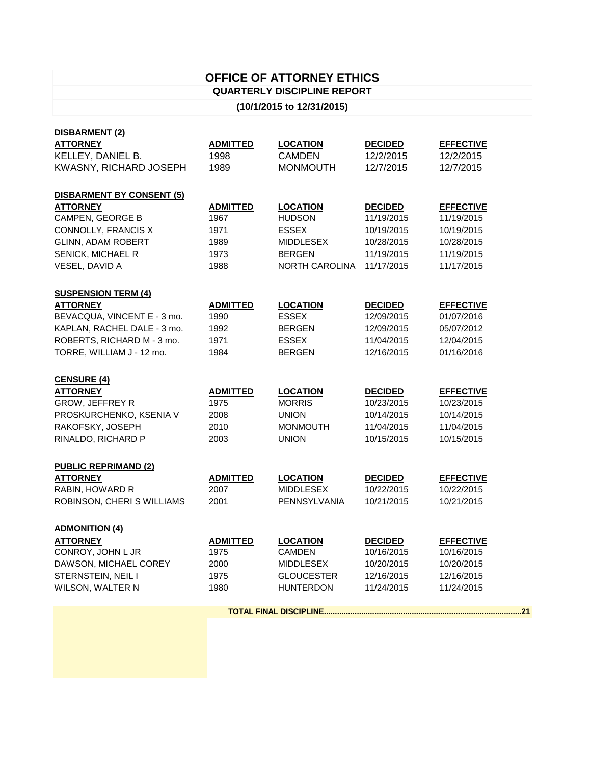# OFFICE OF ATTORNEY ETHICS

## QUARTERLY DISCIPLINE REPORT

**(10/1/2015 to 12/31/2015)**

**DISBARMENT (2)**

| ATTORNEY | ADMITTED | LOCATION | DECIDED | EFFECTIVE |
|---|---|---|---|---|
| KELLEY, DANIEL B. | 1998 | CAMDEN | 12/2/2015 | 12/2/2015 |
| KWASNY, RICHARD JOSEPH | 1989 | MONMOUTH | 12/7/2015 | 12/7/2015 |

**DISBARMENT BY CONSENT (5)**

| ATTORNEY | ADMITTED | LOCATION | DECIDED | EFFECTIVE |
|---|---|---|---|---|
| CAMPEN, GEORGE B | 1967 | HUDSON | 11/19/2015 | 11/19/2015 |
| CONNOLLY, FRANCIS X | 1971 | ESSEX | 10/19/2015 | 10/19/2015 |
| GLINN, ADAM ROBERT | 1989 | MIDDLESEX | 10/28/2015 | 10/28/2015 |
| SENICK, MICHAEL R | 1973 | BERGEN | 11/19/2015 | 11/19/2015 |
| VESEL, DAVID A | 1988 | NORTH CAROLINA | 11/17/2015 | 11/17/2015 |

**SUSPENSION TERM (4)**

| ATTORNEY | ADMITTED | LOCATION | DECIDED | EFFECTIVE |
|---|---|---|---|---|
| BEVACQUA, VINCENT E - 3 mo. | 1990 | ESSEX | 12/09/2015 | 01/07/2016 |
| KAPLAN, RACHEL DALE - 3 mo. | 1992 | BERGEN | 12/09/2015 | 05/07/2012 |
| ROBERTS, RICHARD M - 3 mo. | 1971 | ESSEX | 11/04/2015 | 12/04/2015 |
| TORRE, WILLIAM J - 12 mo. | 1984 | BERGEN | 12/16/2015 | 01/16/2016 |

**CENSURE (4)**

| ATTORNEY | ADMITTED | LOCATION | DECIDED | EFFECTIVE |
|---|---|---|---|---|
| GROW, JEFFREY R | 1975 | MORRIS | 10/23/2015 | 10/23/2015 |
| PROSKURCHENKO, KSENIA V | 2008 | UNION | 10/14/2015 | 10/14/2015 |
| RAKOFSKY, JOSEPH | 2010 | MONMOUTH | 11/04/2015 | 11/04/2015 |
| RINALDO, RICHARD P | 2003 | UNION | 10/15/2015 | 10/15/2015 |

**PUBLIC REPRIMAND (2)**

| ATTORNEY | ADMITTED | LOCATION | DECIDED | EFFECTIVE |
|---|---|---|---|---|
| RABIN, HOWARD R | 2007 | MIDDLESEX | 10/22/2015 | 10/22/2015 |
| ROBINSON, CHERI S WILLIAMS | 2001 | PENNSYLVANIA | 10/21/2015 | 10/21/2015 |

**ADMONITION (4)**

| ATTORNEY | ADMITTED | LOCATION | DECIDED | EFFECTIVE |
|---|---|---|---|---|
| CONROY, JOHN L JR | 1975 | CAMDEN | 10/16/2015 | 10/16/2015 |
| DAWSON, MICHAEL COREY | 2000 | MIDDLESEX | 10/20/2015 | 10/20/2015 |
| STERNSTEIN, NEIL I | 1975 | GLOUCESTER | 12/16/2015 | 12/16/2015 |
| WILSON, WALTER N | 1980 | HUNTERDON | 11/24/2015 | 11/24/2015 |

**TOTAL FINAL DISCIPLINE........................................................................................21**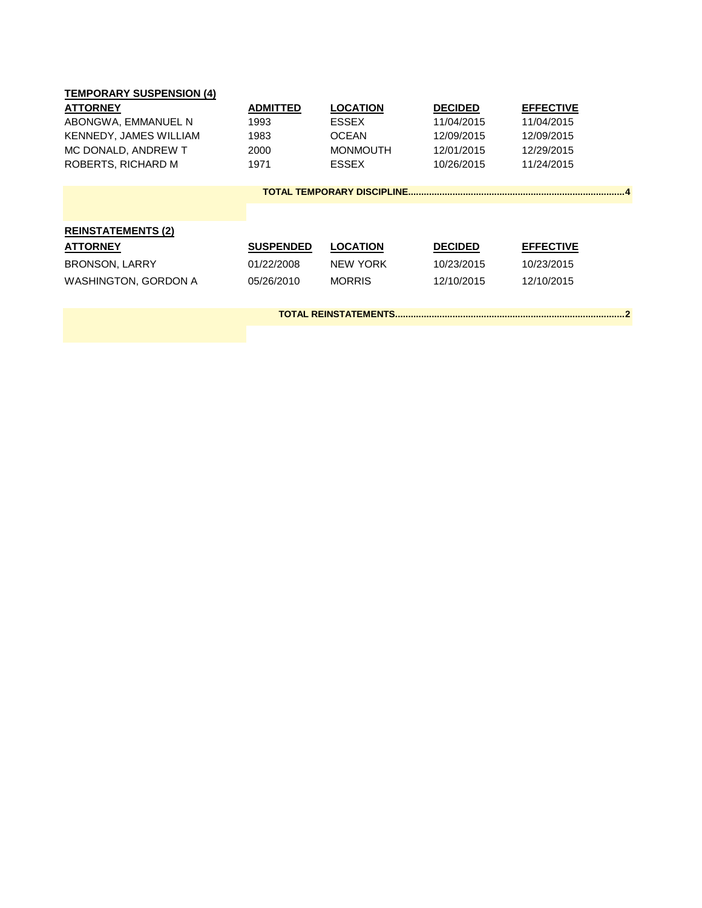**TEMPORARY SUSPENSION (4)**

| ATTORNEY | ADMITTED | LOCATION | DECIDED | EFFECTIVE |
|---|---|---|---|---|
| ABONGWA, EMMANUEL N | 1993 | ESSEX | 11/04/2015 | 11/04/2015 |
| KENNEDY, JAMES WILLIAM | 1983 | OCEAN | 12/09/2015 | 12/09/2015 |
| MC DONALD, ANDREW T | 2000 | MONMOUTH | 12/01/2015 | 12/29/2015 |
| ROBERTS, RICHARD M | 1971 | ESSEX | 10/26/2015 | 11/24/2015 |

**TOTAL TEMPORARY DISCIPLINE..................................................................................4**

**REINSTATEMENTS (2)**

| ATTORNEY | SUSPENDED | LOCATION | DECIDED | EFFECTIVE |
|---|---|---|---|---|
| BRONSON, LARRY | 01/22/2008 | NEW YORK | 10/23/2015 | 10/23/2015 |
| WASHINGTON, GORDON A | 05/26/2010 | MORRIS | 12/10/2015 | 12/10/2015 |

**TOTAL REINSTATEMENTS.......................................................................................2**